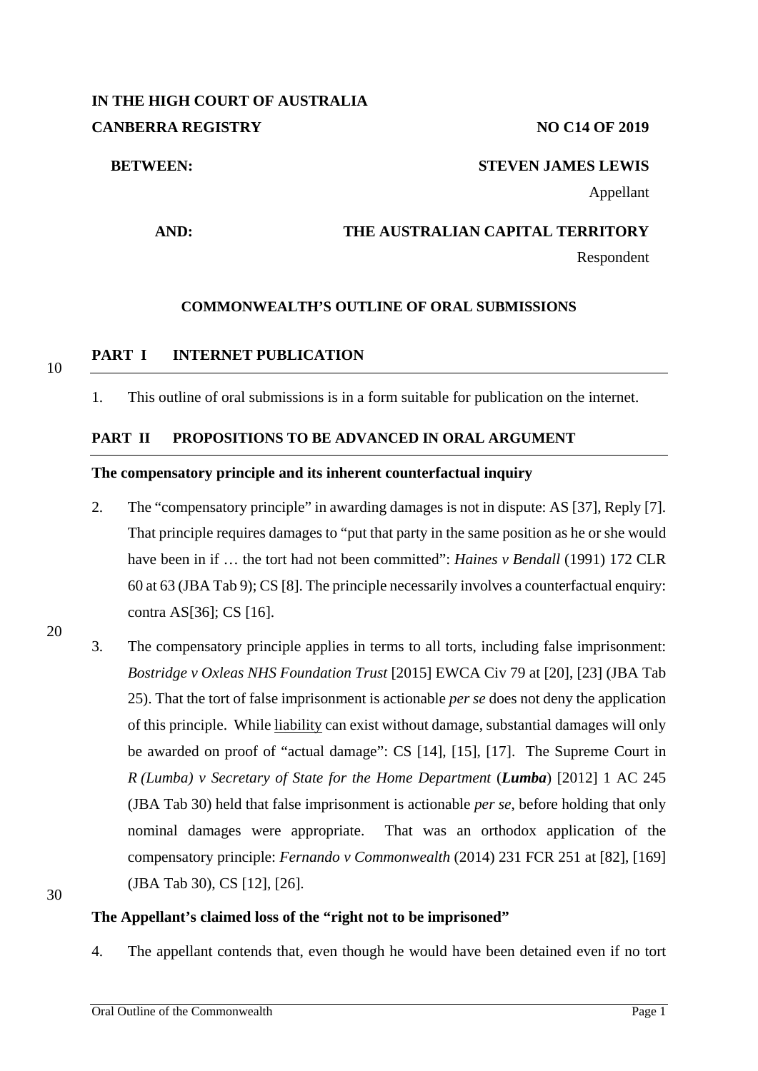**IN THE HIGH COURT OF AUSTRALIA**
**CANBERRA REGISTRY** **NO C14 OF 2019**

**BETWEEN:** **STEVEN JAMES LEWIS**
Appellant

**AND:** **THE AUSTRALIAN CAPITAL TERRITORY**
Respondent

**COMMONWEALTH'S OUTLINE OF ORAL SUBMISSIONS**

## PART I INTERNET PUBLICATION

1. This outline of oral submissions is in a form suitable for publication on the internet.

## PART II PROPOSITIONS TO BE ADVANCED IN ORAL ARGUMENT

**The compensatory principle and its inherent counterfactual inquiry**

2. The "compensatory principle" in awarding damages is not in dispute: AS [37], Reply [7]. That principle requires damages to "put that party in the same position as he or she would have been in if … the tort had not been committed": *Haines v Bendall* (1991) 172 CLR 60 at 63 (JBA Tab 9); CS [8]. The principle necessarily involves a counterfactual enquiry: contra AS[36]; CS [16].

3. The compensatory principle applies in terms to all torts, including false imprisonment: *Bostridge v Oxleas NHS Foundation Trust* [2015] EWCA Civ 79 at [20], [23] (JBA Tab 25). That the tort of false imprisonment is actionable *per se* does not deny the application of this principle. While <u>liability</u> can exist without damage, substantial damages will only be awarded on proof of "actual damage": CS [14], [15], [17]. The Supreme Court in *R (Lumba) v Secretary of State for the Home Department* (***Lumba***) [2012] 1 AC 245 (JBA Tab 30) held that false imprisonment is actionable *per se*, before holding that only nominal damages were appropriate. That was an orthodox application of the compensatory principle: *Fernando v Commonwealth* (2014) 231 FCR 251 at [82], [169] (JBA Tab 30), CS [12], [26].

**The Appellant's claimed loss of the "right not to be imprisoned"**

4. The appellant contends that, even though he would have been detained even if no tort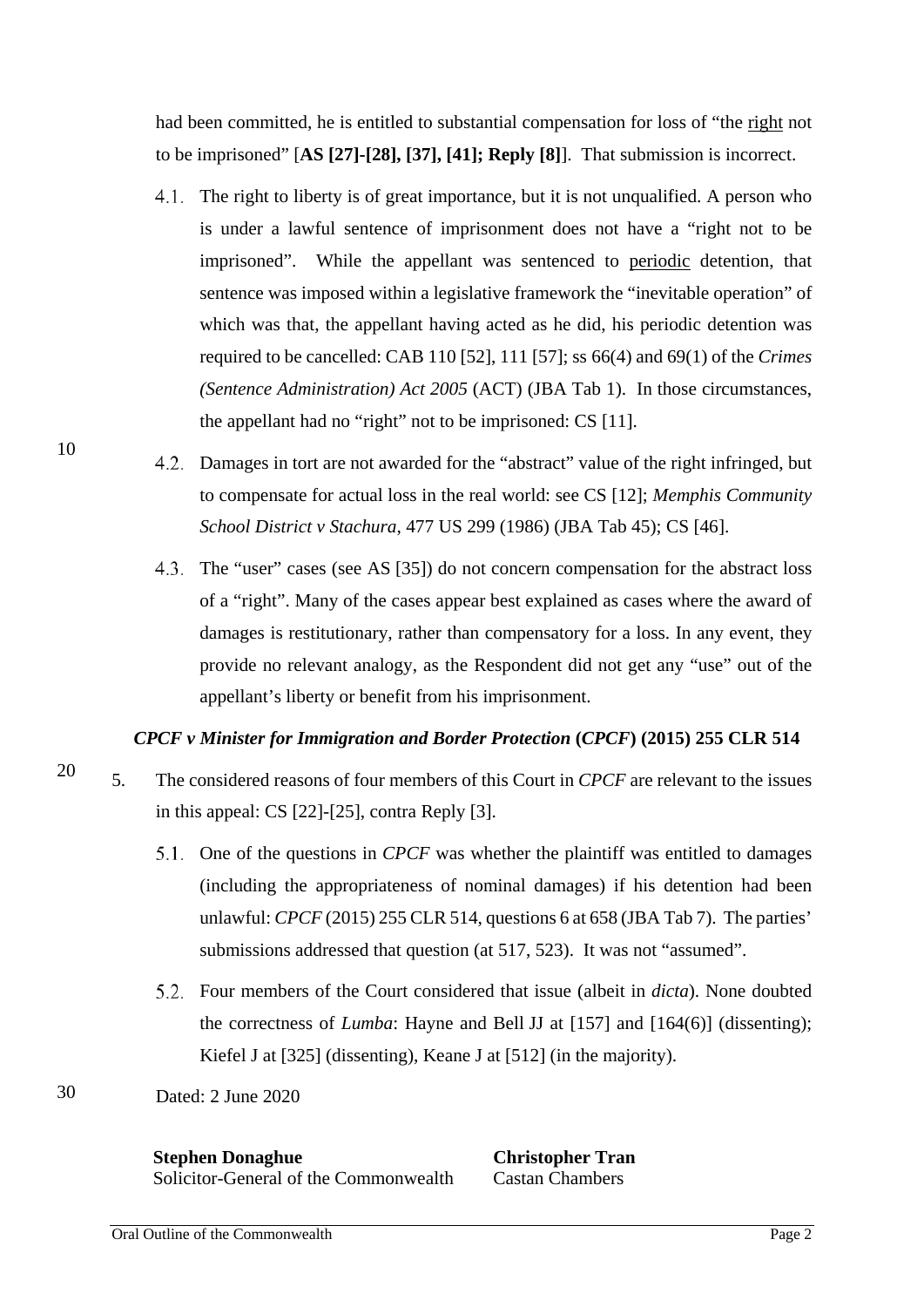had been committed, he is entitled to substantial compensation for loss of "the <u>right</u> not to be imprisoned" [**AS [27]-[28], [37], [41]; Reply [8]**]. That submission is incorrect.

4.1. The right to liberty is of great importance, but it is not unqualified. A person who is under a lawful sentence of imprisonment does not have a "right not to be imprisoned". While the appellant was sentenced to <u>periodic</u> detention, that sentence was imposed within a legislative framework the "inevitable operation" of which was that, the appellant having acted as he did, his periodic detention was required to be cancelled: CAB 110 [52], 111 [57]; ss 66(4) and 69(1) of the *Crimes (Sentence Administration) Act 2005* (ACT) (JBA Tab 1). In those circumstances, the appellant had no "right" not to be imprisoned: CS [11].

4.2. Damages in tort are not awarded for the "abstract" value of the right infringed, but to compensate for actual loss in the real world: see CS [12]; *Memphis Community School District v Stachura*, 477 US 299 (1986) (JBA Tab 45); CS [46].

4.3. The "user" cases (see AS [35]) do not concern compensation for the abstract loss of a "right". Many of the cases appear best explained as cases where the award of damages is restitutionary, rather than compensatory for a loss. In any event, they provide no relevant analogy, as the Respondent did not get any "use" out of the appellant's liberty or benefit from his imprisonment.

### *CPCF v Minister for Immigration and Border Protection* (*CPCF*) (2015) 255 CLR 514

5. The considered reasons of four members of this Court in *CPCF* are relevant to the issues in this appeal: CS [22]-[25], contra Reply [3].

5.1. One of the questions in *CPCF* was whether the plaintiff was entitled to damages (including the appropriateness of nominal damages) if his detention had been unlawful: *CPCF* (2015) 255 CLR 514, questions 6 at 658 (JBA Tab 7). The parties' submissions addressed that question (at 517, 523). It was not "assumed".

5.2. Four members of the Court considered that issue (albeit in *dicta*). None doubted the correctness of *Lumba*: Hayne and Bell JJ at [157] and [164(6)] (dissenting); Kiefel J at [325] (dissenting), Keane J at [512] (in the majority).

Dated: 2 June 2020

| | |
|---|---|
| **Stephen Donaghue** | **Christopher Tran** |
| Solicitor-General of the Commonwealth | Castan Chambers |